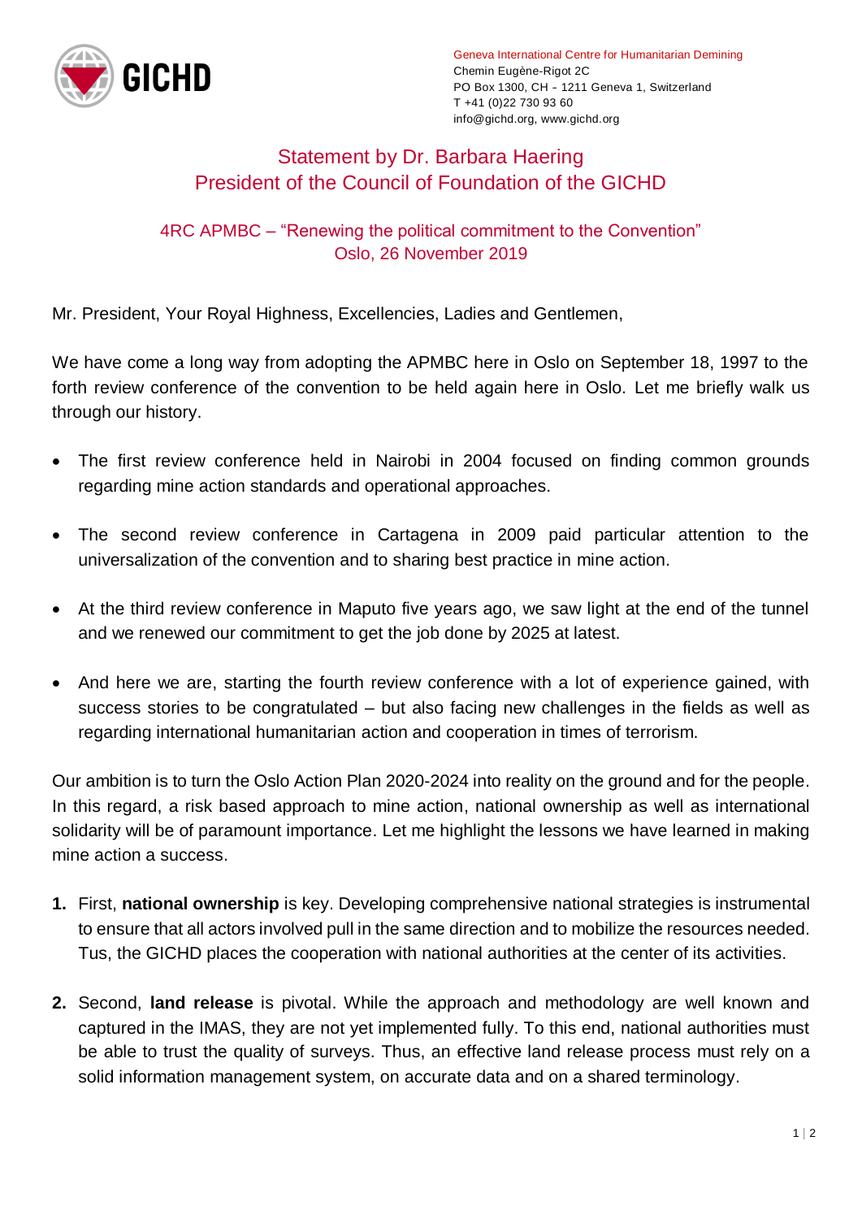GICHD

Geneva International Centre for Humanitarian Demining
Chemin Eugène-Rigot 2C
PO Box 1300, CH - 1211 Geneva 1, Switzerland
T +41 (0)22 730 93 60
info@gichd.org, www.gichd.org

# Statement by Dr. Barbara Haering
# President of the Council of Foundation of the GICHD

## 4RC APMBC – "Renewing the political commitment to the Convention"
## Oslo, 26 November 2019

Mr. President, Your Royal Highness, Excellencies, Ladies and Gentlemen,

We have come a long way from adopting the APMBC here in Oslo on September 18, 1997 to the forth review conference of the convention to be held again here in Oslo. Let me briefly walk us through our history.

- The first review conference held in Nairobi in 2004 focused on finding common grounds regarding mine action standards and operational approaches.
- The second review conference in Cartagena in 2009 paid particular attention to the universalization of the convention and to sharing best practice in mine action.
- At the third review conference in Maputo five years ago, we saw light at the end of the tunnel and we renewed our commitment to get the job done by 2025 at latest.
- And here we are, starting the fourth review conference with a lot of experience gained, with success stories to be congratulated – but also facing new challenges in the fields as well as regarding international humanitarian action and cooperation in times of terrorism.

Our ambition is to turn the Oslo Action Plan 2020-2024 into reality on the ground and for the people. In this regard, a risk based approach to mine action, national ownership as well as international solidarity will be of paramount importance. Let me highlight the lessons we have learned in making mine action a success.

1. First, **national ownership** is key. Developing comprehensive national strategies is instrumental to ensure that all actors involved pull in the same direction and to mobilize the resources needed. Tus, the GICHD places the cooperation with national authorities at the center of its activities.
2. Second, **land release** is pivotal. While the approach and methodology are well known and captured in the IMAS, they are not yet implemented fully. To this end, national authorities must be able to trust the quality of surveys. Thus, an effective land release process must rely on a solid information management system, on accurate data and on a shared terminology.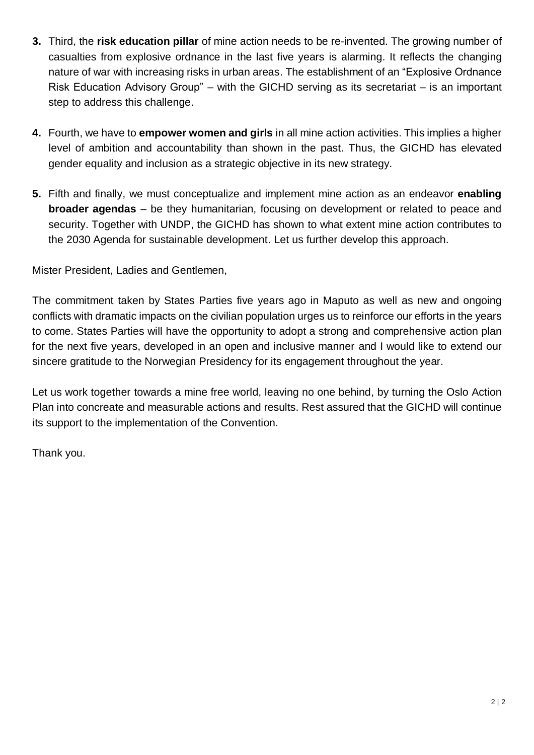3. Third, the **risk education pillar** of mine action needs to be re-invented. The growing number of casualties from explosive ordnance in the last five years is alarming. It reflects the changing nature of war with increasing risks in urban areas. The establishment of an "Explosive Ordnance Risk Education Advisory Group" – with the GICHD serving as its secretariat – is an important step to address this challenge.

4. Fourth, we have to **empower women and girls** in all mine action activities. This implies a higher level of ambition and accountability than shown in the past. Thus, the GICHD has elevated gender equality and inclusion as a strategic objective in its new strategy.

5. Fifth and finally, we must conceptualize and implement mine action as an endeavor **enabling broader agendas** – be they humanitarian, focusing on development or related to peace and security. Together with UNDP, the GICHD has shown to what extent mine action contributes to the 2030 Agenda for sustainable development. Let us further develop this approach.

Mister President, Ladies and Gentlemen,

The commitment taken by States Parties five years ago in Maputo as well as new and ongoing conflicts with dramatic impacts on the civilian population urges us to reinforce our efforts in the years to come. States Parties will have the opportunity to adopt a strong and comprehensive action plan for the next five years, developed in an open and inclusive manner and I would like to extend our sincere gratitude to the Norwegian Presidency for its engagement throughout the year.

Let us work together towards a mine free world, leaving no one behind, by turning the Oslo Action Plan into concreate and measurable actions and results. Rest assured that the GICHD will continue its support to the implementation of the Convention.

Thank you.